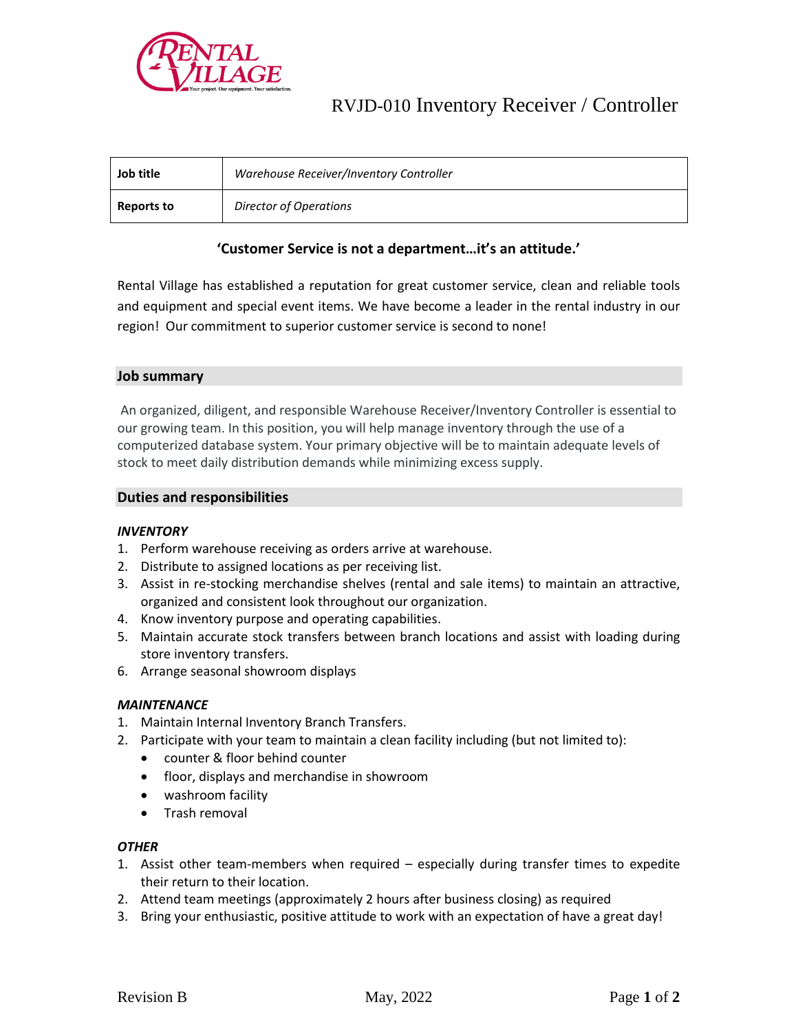# RVJD-010 Inventory Receiver / Controller

| Job title | *Warehouse Receiver/Inventory Controller* |
|---|---|
| Reports to | *Director of Operations* |

**'Customer Service is not a department…it's an attitude.'**

Rental Village has established a reputation for great customer service, clean and reliable tools and equipment and special event items. We have become a leader in the rental industry in our region! Our commitment to superior customer service is second to none!

## Job summary

An organized, diligent, and responsible Warehouse Receiver/Inventory Controller is essential to our growing team. In this position, you will help manage inventory through the use of a computerized database system. Your primary objective will be to maintain adequate levels of stock to meet daily distribution demands while minimizing excess supply.

## Duties and responsibilities

### *INVENTORY*

1. Perform warehouse receiving as orders arrive at warehouse.
2. Distribute to assigned locations as per receiving list.
3. Assist in re-stocking merchandise shelves (rental and sale items) to maintain an attractive, organized and consistent look throughout our organization.
4. Know inventory purpose and operating capabilities.
5. Maintain accurate stock transfers between branch locations and assist with loading during store inventory transfers.
6. Arrange seasonal showroom displays

### *MAINTENANCE*

1. Maintain Internal Inventory Branch Transfers.
2. Participate with your team to maintain a clean facility including (but not limited to):
   - counter & floor behind counter
   - floor, displays and merchandise in showroom
   - washroom facility
   - Trash removal

### *OTHER*

1. Assist other team-members when required – especially during transfer times to expedite their return to their location.
2. Attend team meetings (approximately 2 hours after business closing) as required
3. Bring your enthusiastic, positive attitude to work with an expectation of have a great day!

Revision B May, 2022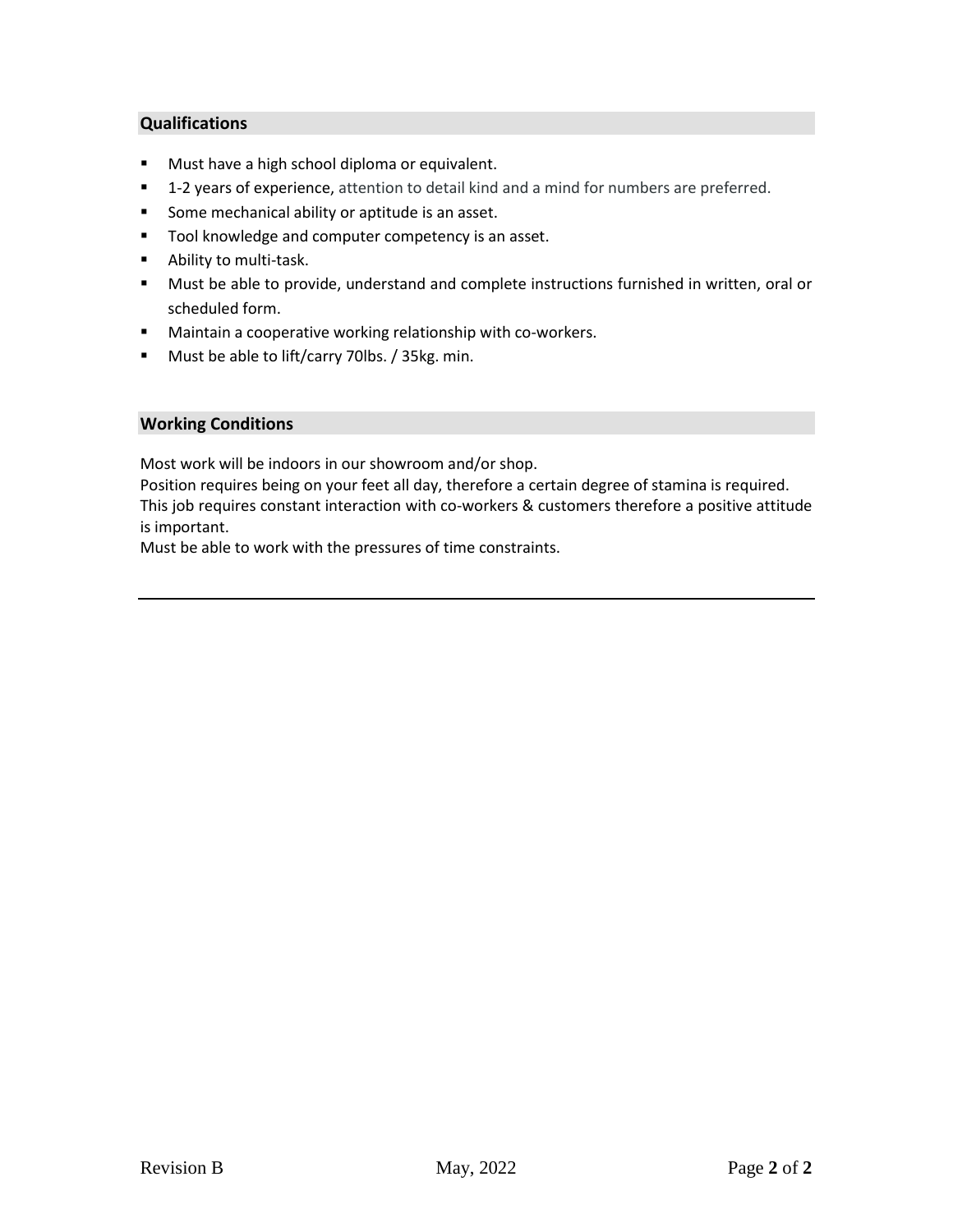## Qualifications

- Must have a high school diploma or equivalent.
- 1-2 years of experience, attention to detail kind and a mind for numbers are preferred.
- Some mechanical ability or aptitude is an asset.
- Tool knowledge and computer competency is an asset.
- Ability to multi-task.
- Must be able to provide, understand and complete instructions furnished in written, oral or scheduled form.
- Maintain a cooperative working relationship with co-workers.
- Must be able to lift/carry 70lbs. / 35kg. min.

## Working Conditions

Most work will be indoors in our showroom and/or shop.
Position requires being on your feet all day, therefore a certain degree of stamina is required.
This job requires constant interaction with co-workers & customers therefore a positive attitude is important.
Must be able to work with the pressures of time constraints.

---

Revision B May, 2022